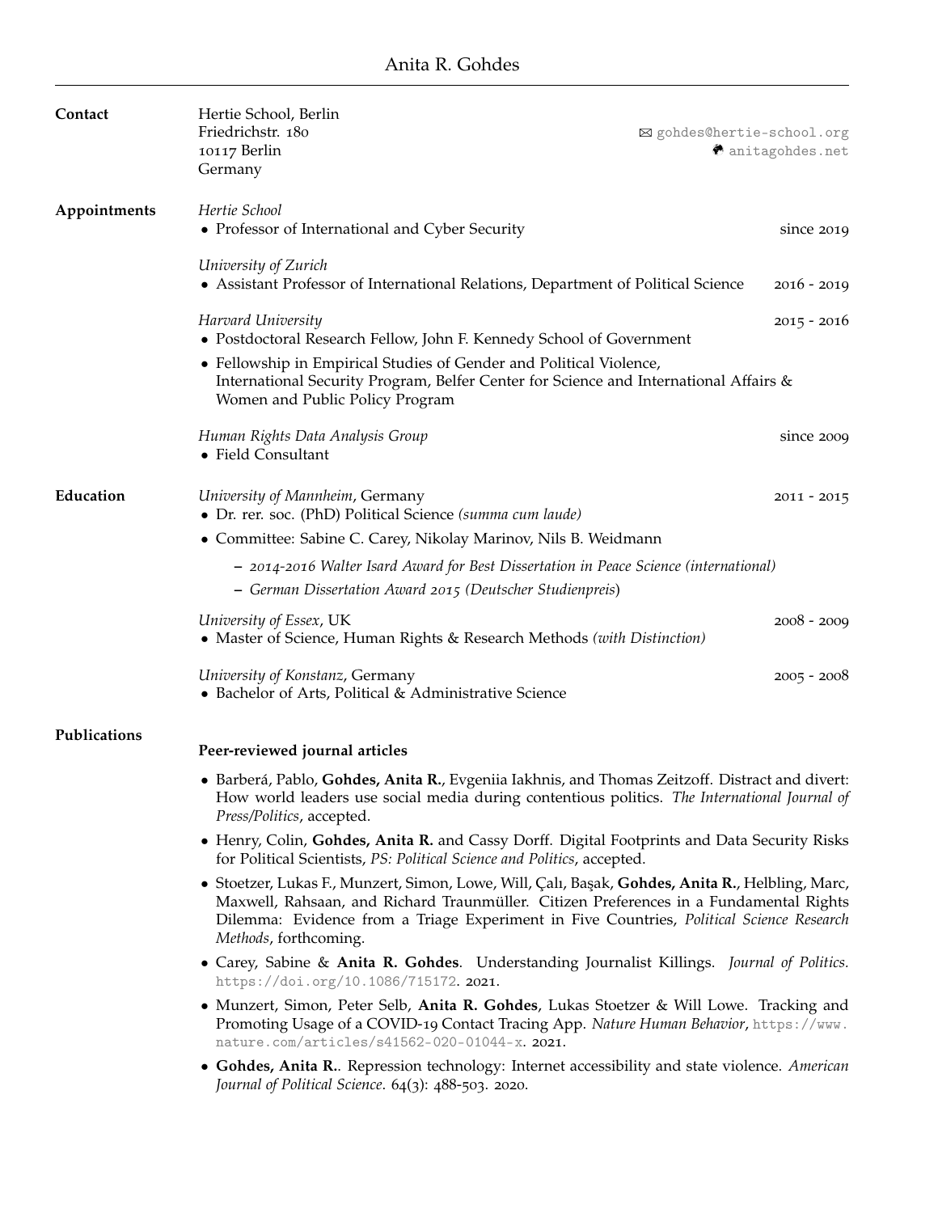# Anita R. Gohdes

## Contact

Hertie School, Berlin
Friedrichstr. 180
10117 Berlin
Germany

✉ gohdes@hertie-school.org
anitagohdes.net

## Appointments

*Hertie School*
- Professor of International and Cyber Security — since 2019

*University of Zurich*
- Assistant Professor of International Relations, Department of Political Science — 2016 - 2019

*Harvard University* — 2015 - 2016
- Postdoctoral Research Fellow, John F. Kennedy School of Government
- Fellowship in Empirical Studies of Gender and Political Violence, International Security Program, Belfer Center for Science and International Affairs & Women and Public Policy Program

*Human Rights Data Analysis Group* — since 2009
- Field Consultant

## Education

*University of Mannheim*, Germany — 2011 - 2015
- Dr. rer. soc. (PhD) Political Science *(summa cum laude)*
- Committee: Sabine C. Carey, Nikolay Marinov, Nils B. Weidmann
  - *2014-2016 Walter Isard Award for Best Dissertation in Peace Science (international)*
  - *German Dissertation Award 2015 (Deutscher Studienpreis*)

*University of Essex*, UK — 2008 - 2009
- Master of Science, Human Rights & Research Methods *(with Distinction)*

*University of Konstanz*, Germany — 2005 - 2008
- Bachelor of Arts, Political & Administrative Science

## Publications

### Peer-reviewed journal articles

- Barberá, Pablo, **Gohdes, Anita R.**, Evgeniia Iakhnis, and Thomas Zeitzoff. Distract and divert: How world leaders use social media during contentious politics. *The International Journal of Press/Politics*, accepted.
- Henry, Colin, **Gohdes, Anita R.** and Cassy Dorff. Digital Footprints and Data Security Risks for Political Scientists, *PS: Political Science and Politics*, accepted.
- Stoetzer, Lukas F., Munzert, Simon, Lowe, Will, Çalı, Başak, **Gohdes, Anita R.**, Helbling, Marc, Maxwell, Rahsaan, and Richard Traunmüller. Citizen Preferences in a Fundamental Rights Dilemma: Evidence from a Triage Experiment in Five Countries, *Political Science Research Methods*, forthcoming.
- Carey, Sabine & **Anita R. Gohdes**. Understanding Journalist Killings. *Journal of Politics.* https://doi.org/10.1086/715172. 2021.
- Munzert, Simon, Peter Selb, **Anita R. Gohdes**, Lukas Stoetzer & Will Lowe. Tracking and Promoting Usage of a COVID-19 Contact Tracing App. *Nature Human Behavior*, https://www.nature.com/articles/s41562-020-01044-x. 2021.
- **Gohdes, Anita R.**. Repression technology: Internet accessibility and state violence. *American Journal of Political Science*. 64(3): 488-503. 2020.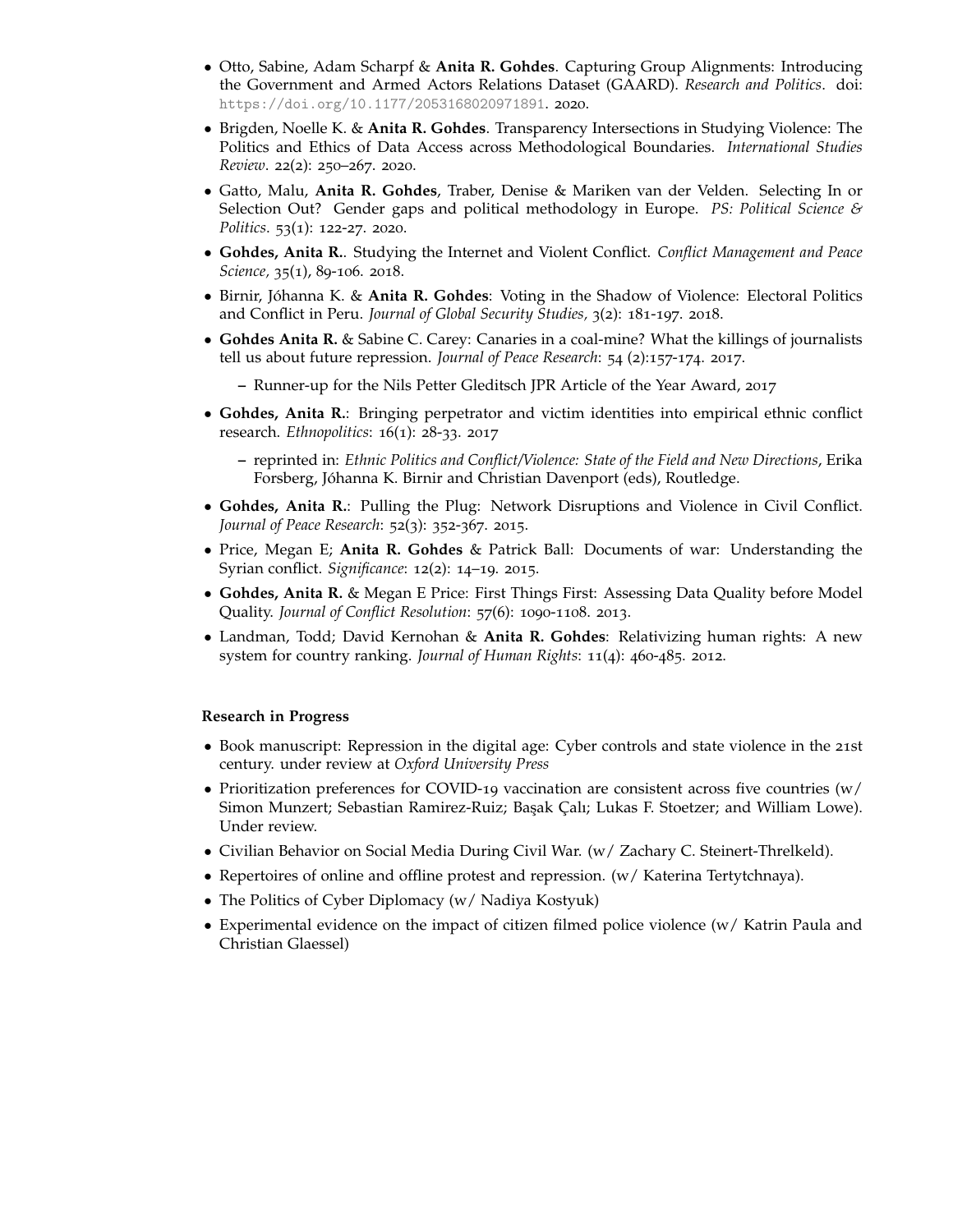- Otto, Sabine, Adam Scharpf & **Anita R. Gohdes**. Capturing Group Alignments: Introducing the Government and Armed Actors Relations Dataset (GAARD). *Research and Politics*. doi: https://doi.org/10.1177/2053168020971891. 2020.
- Brigden, Noelle K. & **Anita R. Gohdes**. Transparency Intersections in Studying Violence: The Politics and Ethics of Data Access across Methodological Boundaries. *International Studies Review*. 22(2): 250–267. 2020.
- Gatto, Malu, **Anita R. Gohdes**, Traber, Denise & Mariken van der Velden. Selecting In or Selection Out? Gender gaps and political methodology in Europe. *PS: Political Science & Politics*. 53(1): 122-27. 2020.
- **Gohdes, Anita R.**. Studying the Internet and Violent Conflict. *Conflict Management and Peace Science*, 35(1), 89-106. 2018.
- Birnir, Jóhanna K. & **Anita R. Gohdes**: Voting in the Shadow of Violence: Electoral Politics and Conflict in Peru. *Journal of Global Security Studies*, 3(2): 181-197. 2018.
- **Gohdes Anita R.** & Sabine C. Carey: Canaries in a coal-mine? What the killings of journalists tell us about future repression. *Journal of Peace Research*: 54 (2):157-174. 2017.
  - Runner-up for the Nils Petter Gleditsch JPR Article of the Year Award, 2017
- **Gohdes, Anita R.**: Bringing perpetrator and victim identities into empirical ethnic conflict research. *Ethnopolitics*: 16(1): 28-33. 2017
  - reprinted in: *Ethnic Politics and Conflict/Violence: State of the Field and New Directions*, Erika Forsberg, Jóhanna K. Birnir and Christian Davenport (eds), Routledge.
- **Gohdes, Anita R.**: Pulling the Plug: Network Disruptions and Violence in Civil Conflict. *Journal of Peace Research*: 52(3): 352-367. 2015.
- Price, Megan E; **Anita R. Gohdes** & Patrick Ball: Documents of war: Understanding the Syrian conflict. *Significance*: 12(2): 14–19. 2015.
- **Gohdes, Anita R.** & Megan E Price: First Things First: Assessing Data Quality before Model Quality. *Journal of Conflict Resolution*: 57(6): 1090-1108. 2013.
- Landman, Todd; David Kernohan & **Anita R. Gohdes**: Relativizing human rights: A new system for country ranking. *Journal of Human Rights*: 11(4): 460-485. 2012.

**Research in Progress**

- Book manuscript: Repression in the digital age: Cyber controls and state violence in the 21st century. under review at *Oxford University Press*
- Prioritization preferences for COVID-19 vaccination are consistent across five countries (w/ Simon Munzert; Sebastian Ramirez-Ruiz; Başak Çalı; Lukas F. Stoetzer; and William Lowe). Under review.
- Civilian Behavior on Social Media During Civil War. (w/ Zachary C. Steinert-Threlkeld).
- Repertoires of online and offline protest and repression. (w/ Katerina Tertytchnaya).
- The Politics of Cyber Diplomacy (w/ Nadiya Kostyuk)
- Experimental evidence on the impact of citizen filmed police violence (w/ Katrin Paula and Christian Glaessel)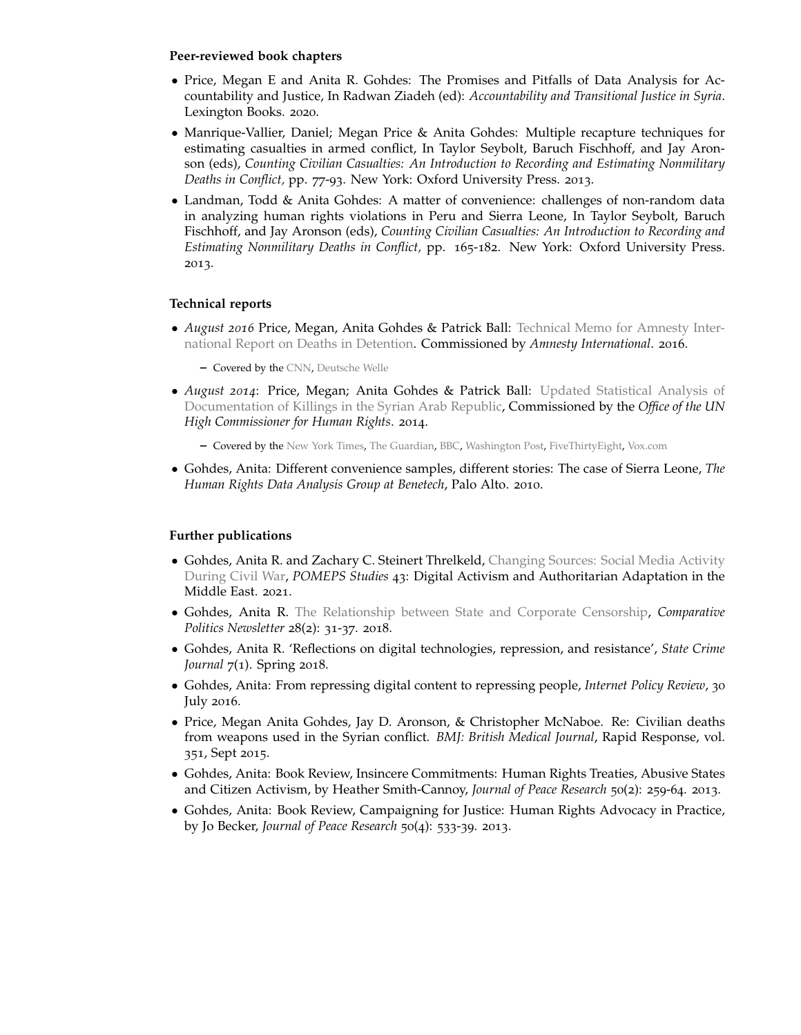### Peer-reviewed book chapters

- Price, Megan E and Anita R. Gohdes: The Promises and Pitfalls of Data Analysis for Accountability and Justice, In Radwan Ziadeh (ed): *Accountability and Transitional Justice in Syria*. Lexington Books. 2020.
- Manrique-Vallier, Daniel; Megan Price & Anita Gohdes: Multiple recapture techniques for estimating casualties in armed conflict, In Taylor Seybolt, Baruch Fischhoff, and Jay Aronson (eds), *Counting Civilian Casualties: An Introduction to Recording and Estimating Nonmilitary Deaths in Conflict,* pp. 77-93. New York: Oxford University Press. 2013.
- Landman, Todd & Anita Gohdes: A matter of convenience: challenges of non-random data in analyzing human rights violations in Peru and Sierra Leone, In Taylor Seybolt, Baruch Fischhoff, and Jay Aronson (eds), *Counting Civilian Casualties: An Introduction to Recording and Estimating Nonmilitary Deaths in Conflict,* pp. 165-182. New York: Oxford University Press. 2013.

### Technical reports

- *August 2016* Price, Megan, Anita Gohdes & Patrick Ball: Technical Memo for Amnesty International Report on Deaths in Detention. Commissioned by *Amnesty International*. 2016.
  - Covered by the CNN, Deutsche Welle
- *August 2014*: Price, Megan; Anita Gohdes & Patrick Ball: Updated Statistical Analysis of Documentation of Killings in the Syrian Arab Republic, Commissioned by the *Office of the UN High Commissioner for Human Rights*. 2014.
  - Covered by the New York Times, The Guardian, BBC, Washington Post, FiveThirtyEight, Vox.com
- Gohdes, Anita: Different convenience samples, different stories: The case of Sierra Leone, *The Human Rights Data Analysis Group at Benetech*, Palo Alto. 2010.

### Further publications

- Gohdes, Anita R. and Zachary C. Steinert Threlkeld, Changing Sources: Social Media Activity During Civil War, *POMEPS Studies* 43: Digital Activism and Authoritarian Adaptation in the Middle East. 2021.
- Gohdes, Anita R. The Relationship between State and Corporate Censorship, *Comparative Politics Newsletter* 28(2): 31-37. 2018.
- Gohdes, Anita R. 'Reflections on digital technologies, repression, and resistance', *State Crime Journal* 7(1). Spring 2018.
- Gohdes, Anita: From repressing digital content to repressing people, *Internet Policy Review*, 30 July 2016.
- Price, Megan Anita Gohdes, Jay D. Aronson, & Christopher McNaboe. Re: Civilian deaths from weapons used in the Syrian conflict. *BMJ: British Medical Journal*, Rapid Response, vol. 351, Sept 2015.
- Gohdes, Anita: Book Review, Insincere Commitments: Human Rights Treaties, Abusive States and Citizen Activism, by Heather Smith-Cannoy, *Journal of Peace Research* 50(2): 259-64. 2013.
- Gohdes, Anita: Book Review, Campaigning for Justice: Human Rights Advocacy in Practice, by Jo Becker, *Journal of Peace Research* 50(4): 533-39. 2013.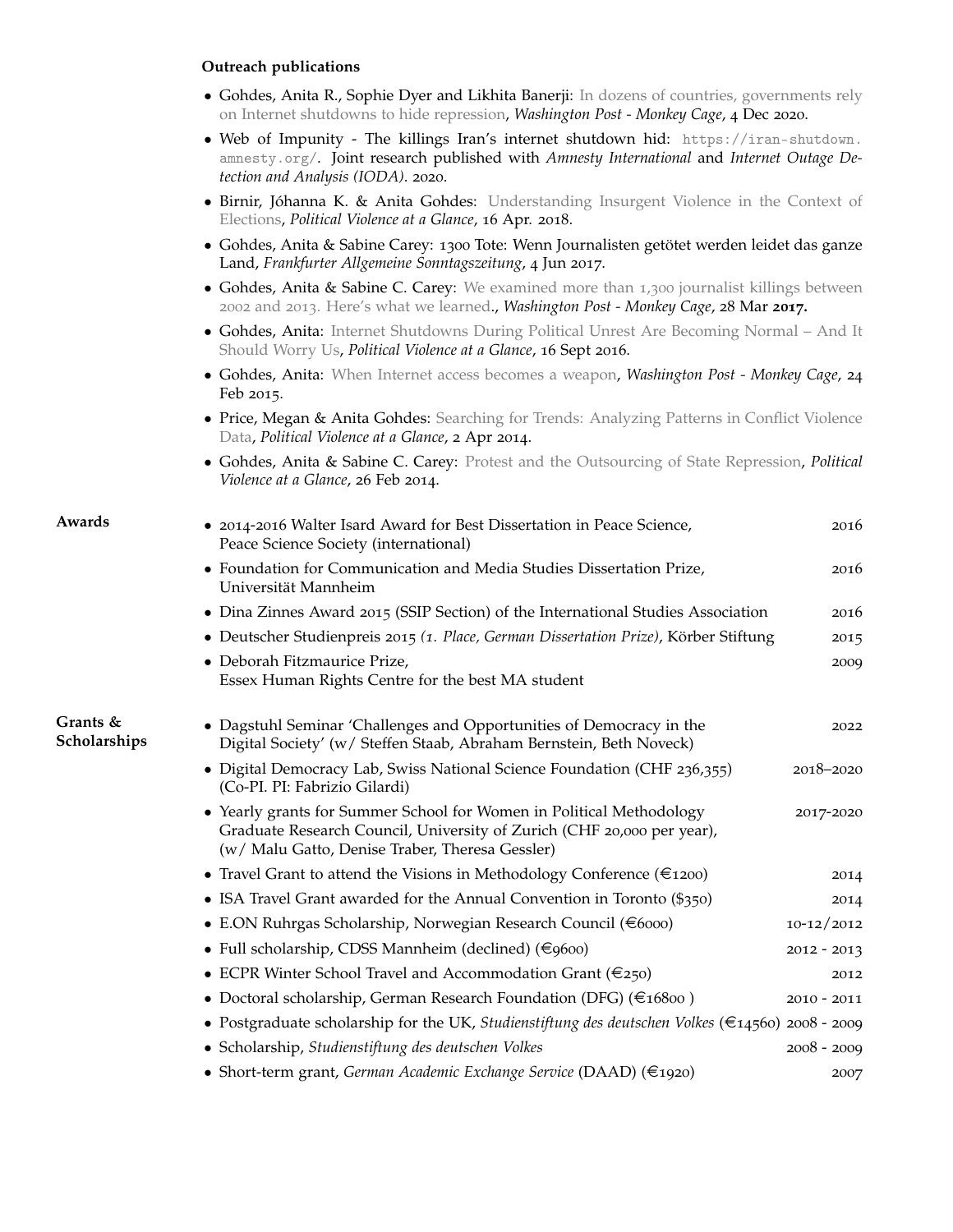### Outreach publications

- Gohdes, Anita R., Sophie Dyer and Likhita Banerji: In dozens of countries, governments rely on Internet shutdowns to hide repression, *Washington Post - Monkey Cage*, 4 Dec 2020.
- Web of Impunity - The killings Iran's internet shutdown hid: https://iran-shutdown.amnesty.org/. Joint research published with *Amnesty International* and *Internet Outage Detection and Analysis (IODA)*. 2020.
- Birnir, Jóhanna K. & Anita Gohdes: Understanding Insurgent Violence in the Context of Elections, *Political Violence at a Glance*, 16 Apr. 2018.
- Gohdes, Anita & Sabine Carey: 1300 Tote: Wenn Journalisten getötet werden leidet das ganze Land, *Frankfurter Allgemeine Sonntagszeitung*, 4 Jun 2017.
- Gohdes, Anita & Sabine C. Carey: We examined more than 1,300 journalist killings between 2002 and 2013. Here's what we learned., *Washington Post - Monkey Cage*, 28 Mar **2017.**
- Gohdes, Anita: Internet Shutdowns During Political Unrest Are Becoming Normal – And It Should Worry Us, *Political Violence at a Glance*, 16 Sept 2016.
- Gohdes, Anita: When Internet access becomes a weapon, *Washington Post - Monkey Cage*, 24 Feb 2015.
- Price, Megan & Anita Gohdes: Searching for Trends: Analyzing Patterns in Conflict Violence Data, *Political Violence at a Glance*, 2 Apr 2014.
- Gohdes, Anita & Sabine C. Carey: Protest and the Outsourcing of State Repression, *Political Violence at a Glance*, 26 Feb 2014.

## Awards

- 2014-2016 Walter Isard Award for Best Dissertation in Peace Science, Peace Science Society (international) — 2016
- Foundation for Communication and Media Studies Dissertation Prize, Universität Mannheim — 2016
- Dina Zinnes Award 2015 (SSIP Section) of the International Studies Association — 2016
- Deutscher Studienpreis 2015 *(1. Place, German Dissertation Prize)*, Körber Stiftung — 2015
- Deborah Fitzmaurice Prize, Essex Human Rights Centre for the best MA student — 2009

## Grants & Scholarships

- Dagstuhl Seminar 'Challenges and Opportunities of Democracy in the Digital Society' (w/ Steffen Staab, Abraham Bernstein, Beth Noveck) — 2022
- Digital Democracy Lab, Swiss National Science Foundation (CHF 236,355) (Co-PI. PI: Fabrizio Gilardi) — 2018–2020
- Yearly grants for Summer School for Women in Political Methodology Graduate Research Council, University of Zurich (CHF 20,000 per year), (w/ Malu Gatto, Denise Traber, Theresa Gessler) — 2017-2020
- Travel Grant to attend the Visions in Methodology Conference (€1200) — 2014
- ISA Travel Grant awarded for the Annual Convention in Toronto ($350) — 2014
- E.ON Ruhrgas Scholarship, Norwegian Research Council (€6000) — 10-12/2012
- Full scholarship, CDSS Mannheim (declined) (€9600) — 2012 - 2013
- ECPR Winter School Travel and Accommodation Grant (€250) — 2012
- Doctoral scholarship, German Research Foundation (DFG) (€16800 ) — 2010 - 2011
- Postgraduate scholarship for the UK, *Studienstiftung des deutschen Volkes* (€14560) — 2008 - 2009
- Scholarship, *Studienstiftung des deutschen Volkes* — 2008 - 2009
- Short-term grant, *German Academic Exchange Service* (DAAD) (€1920) — 2007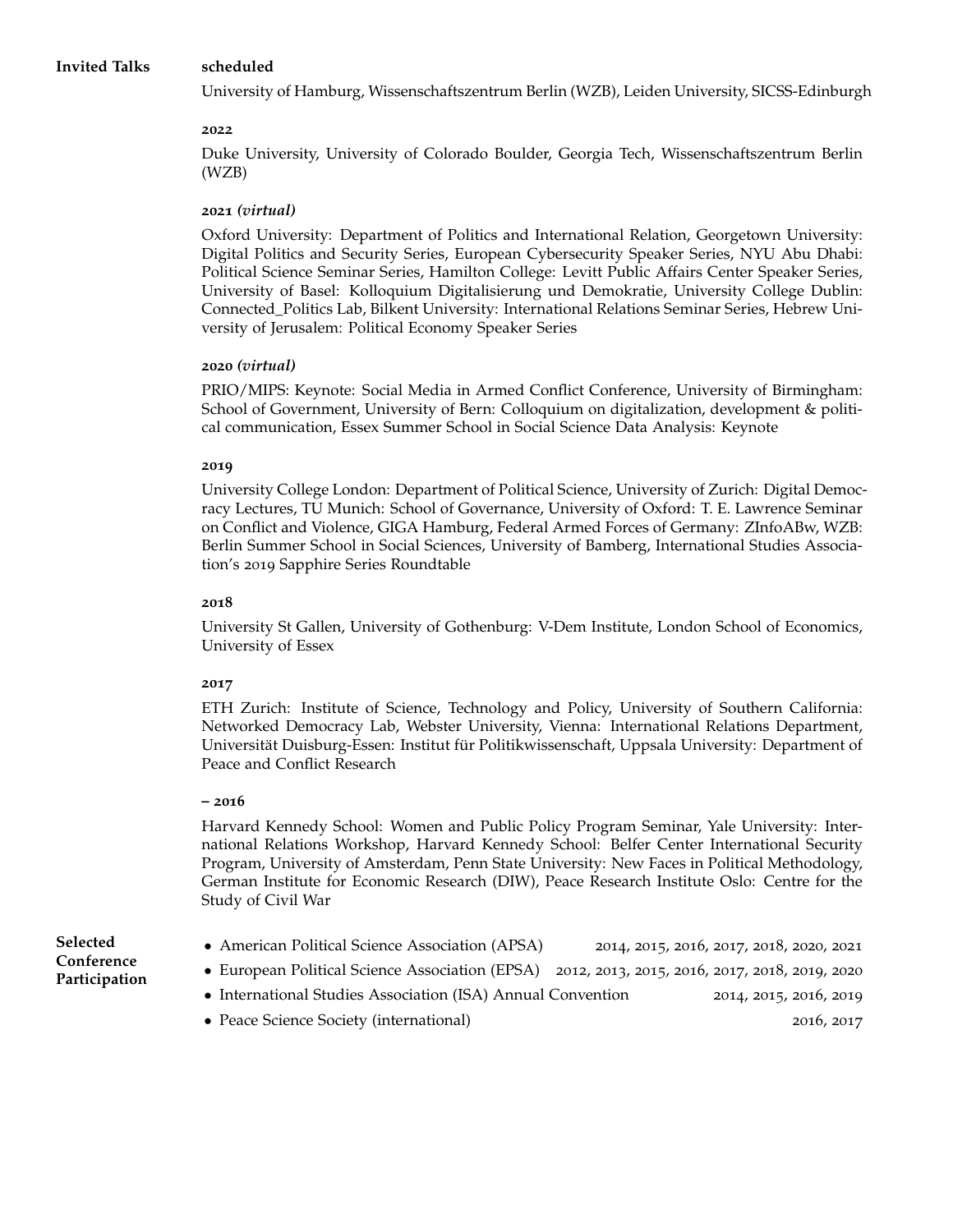## Invited Talks

**scheduled**

University of Hamburg, Wissenschaftszentrum Berlin (WZB), Leiden University, SICSS-Edinburgh

**2022**

Duke University, University of Colorado Boulder, Georgia Tech, Wissenschaftszentrum Berlin (WZB)

**2021 *(virtual)***

Oxford University: Department of Politics and International Relation, Georgetown University: Digital Politics and Security Series, European Cybersecurity Speaker Series, NYU Abu Dhabi: Political Science Seminar Series, Hamilton College: Levitt Public Affairs Center Speaker Series, University of Basel: Kolloquium Digitalisierung und Demokratie, University College Dublin: Connected_Politics Lab, Bilkent University: International Relations Seminar Series, Hebrew University of Jerusalem: Political Economy Speaker Series

**2020 *(virtual)***

PRIO/MIPS: Keynote: Social Media in Armed Conflict Conference, University of Birmingham: School of Government, University of Bern: Colloquium on digitalization, development & political communication, Essex Summer School in Social Science Data Analysis: Keynote

**2019**

University College London: Department of Political Science, University of Zurich: Digital Democracy Lectures, TU Munich: School of Governance, University of Oxford: T. E. Lawrence Seminar on Conflict and Violence, GIGA Hamburg, Federal Armed Forces of Germany: ZInfoABw, WZB: Berlin Summer School in Social Sciences, University of Bamberg, International Studies Association's 2019 Sapphire Series Roundtable

**2018**

University St Gallen, University of Gothenburg: V-Dem Institute, London School of Economics, University of Essex

**2017**

ETH Zurich: Institute of Science, Technology and Policy, University of Southern California: Networked Democracy Lab, Webster University, Vienna: International Relations Department, Universität Duisburg-Essen: Institut für Politikwissenschaft, Uppsala University: Department of Peace and Conflict Research

**– 2016**

Harvard Kennedy School: Women and Public Policy Program Seminar, Yale University: International Relations Workshop, Harvard Kennedy School: Belfer Center International Security Program, University of Amsterdam, Penn State University: New Faces in Political Methodology, German Institute for Economic Research (DIW), Peace Research Institute Oslo: Centre for the Study of Civil War

## Selected Conference Participation

- American Political Science Association (APSA) 2014, 2015, 2016, 2017, 2018, 2020, 2021
- European Political Science Association (EPSA) 2012, 2013, 2015, 2016, 2017, 2018, 2019, 2020
- International Studies Association (ISA) Annual Convention 2014, 2015, 2016, 2019
- Peace Science Society (international) 2016, 2017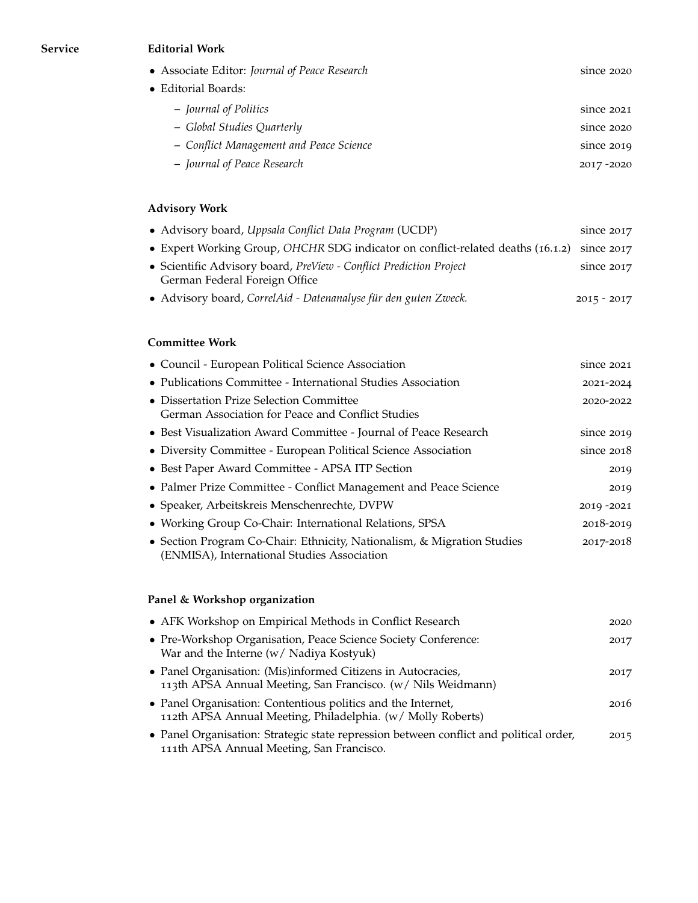## Service

### Editorial Work

- Associate Editor: *Journal of Peace Research* — since 2020
- Editorial Boards:
  - *Journal of Politics* — since 2021
  - *Global Studies Quarterly* — since 2020
  - *Conflict Management and Peace Science* — since 2019
  - *Journal of Peace Research* — 2017 -2020

### Advisory Work

- Advisory board, *Uppsala Conflict Data Program* (UCDP) — since 2017
- Expert Working Group, *OHCHR* SDG indicator on conflict-related deaths (16.1.2) — since 2017
- Scientific Advisory board, *PreView - Conflict Prediction Project* German Federal Foreign Office — since 2017
- Advisory board, *CorrelAid - Datenanalyse für den guten Zweck.* — 2015 - 2017

### Committee Work

- Council - European Political Science Association — since 2021
- Publications Committee - International Studies Association — 2021-2024
- Dissertation Prize Selection Committee German Association for Peace and Conflict Studies — 2020-2022
- Best Visualization Award Committee - Journal of Peace Research — since 2019
- Diversity Committee - European Political Science Association — since 2018
- Best Paper Award Committee - APSA ITP Section — 2019
- Palmer Prize Committee - Conflict Management and Peace Science — 2019
- Speaker, Arbeitskreis Menschenrechte, DVPW — 2019 -2021
- Working Group Co-Chair: International Relations, SPSA — 2018-2019
- Section Program Co-Chair: Ethnicity, Nationalism, & Migration Studies (ENMISA), International Studies Association — 2017-2018

### Panel & Workshop organization

- AFK Workshop on Empirical Methods in Conflict Research — 2020
- Pre-Workshop Organisation, Peace Science Society Conference: War and the Interne (w/ Nadiya Kostyuk) — 2017
- Panel Organisation: (Mis)informed Citizens in Autocracies, 113th APSA Annual Meeting, San Francisco. (w/ Nils Weidmann) — 2017
- Panel Organisation: Contentious politics and the Internet, 112th APSA Annual Meeting, Philadelphia. (w/ Molly Roberts) — 2016
- Panel Organisation: Strategic state repression between conflict and political order, 111th APSA Annual Meeting, San Francisco. — 2015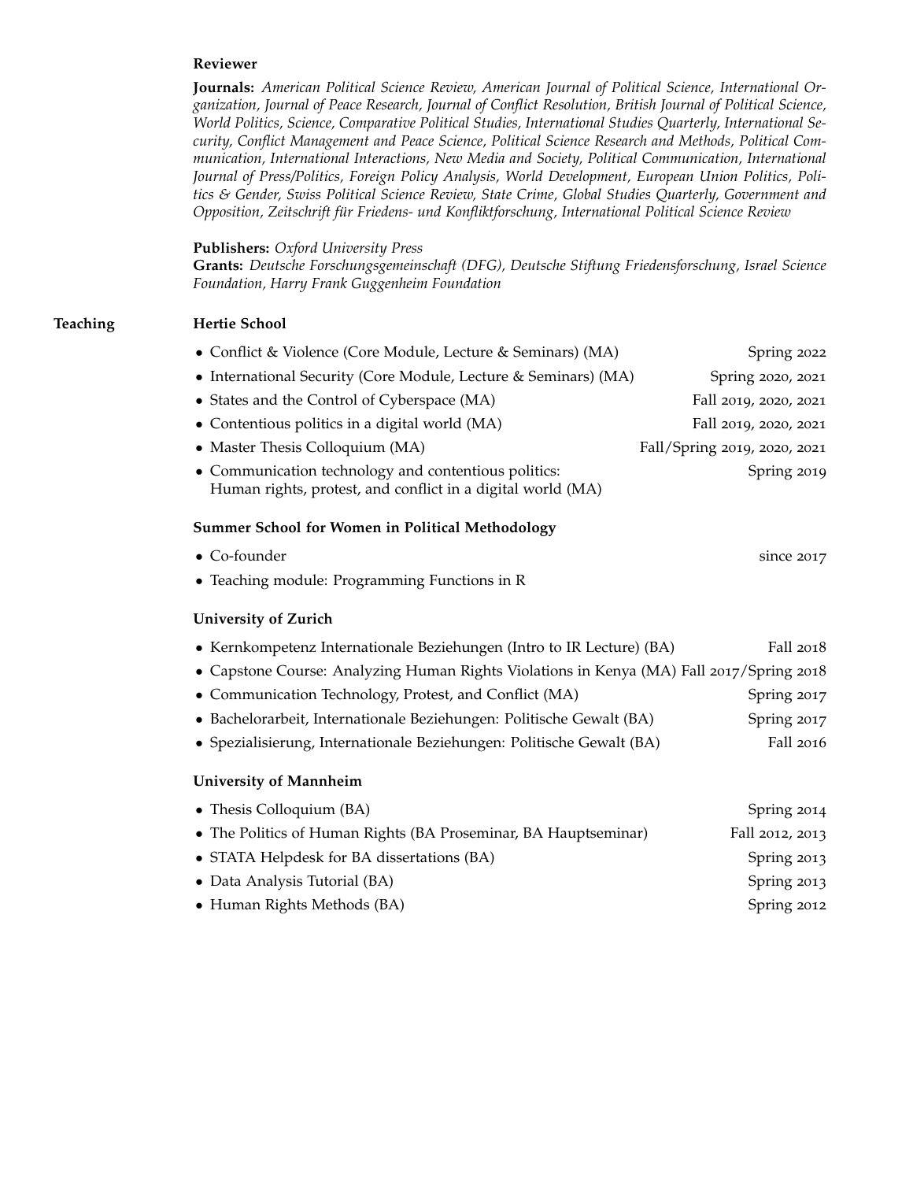### Reviewer

**Journals:** *American Political Science Review, American Journal of Political Science, International Organization, Journal of Peace Research, Journal of Conflict Resolution, British Journal of Political Science, World Politics, Science, Comparative Political Studies, International Studies Quarterly, International Security, Conflict Management and Peace Science, Political Science Research and Methods, Political Communication, International Interactions, New Media and Society, Political Communication, International Journal of Press/Politics, Foreign Policy Analysis, World Development, European Union Politics, Politics & Gender, Swiss Political Science Review, State Crime, Global Studies Quarterly, Government and Opposition, Zeitschrift für Friedens- und Konfliktforschung, International Political Science Review*

**Publishers:** *Oxford University Press*
**Grants:** *Deutsche Forschungsgemeinschaft (DFG), Deutsche Stiftung Friedensforschung, Israel Science Foundation, Harry Frank Guggenheim Foundation*

## Teaching

### Hertie School

- Conflict & Violence (Core Module, Lecture & Seminars) (MA) — Spring 2022
- International Security (Core Module, Lecture & Seminars) (MA) — Spring 2020, 2021
- States and the Control of Cyberspace (MA) — Fall 2019, 2020, 2021
- Contentious politics in a digital world (MA) — Fall 2019, 2020, 2021
- Master Thesis Colloquium (MA) — Fall/Spring 2019, 2020, 2021
- Communication technology and contentious politics: Human rights, protest, and conflict in a digital world (MA) — Spring 2019

### Summer School for Women in Political Methodology

- Co-founder — since 2017
- Teaching module: Programming Functions in R

### University of Zurich

- Kernkompetenz Internationale Beziehungen (Intro to IR Lecture) (BA) — Fall 2018
- Capstone Course: Analyzing Human Rights Violations in Kenya (MA) — Fall 2017/Spring 2018
- Communication Technology, Protest, and Conflict (MA) — Spring 2017
- Bachelorarbeit, Internationale Beziehungen: Politische Gewalt (BA) — Spring 2017
- Spezialisierung, Internationale Beziehungen: Politische Gewalt (BA) — Fall 2016

### University of Mannheim

- Thesis Colloquium (BA) — Spring 2014
- The Politics of Human Rights (BA Proseminar, BA Hauptseminar) — Fall 2012, 2013
- STATA Helpdesk for BA dissertations (BA) — Spring 2013
- Data Analysis Tutorial (BA) — Spring 2013
- Human Rights Methods (BA) — Spring 2012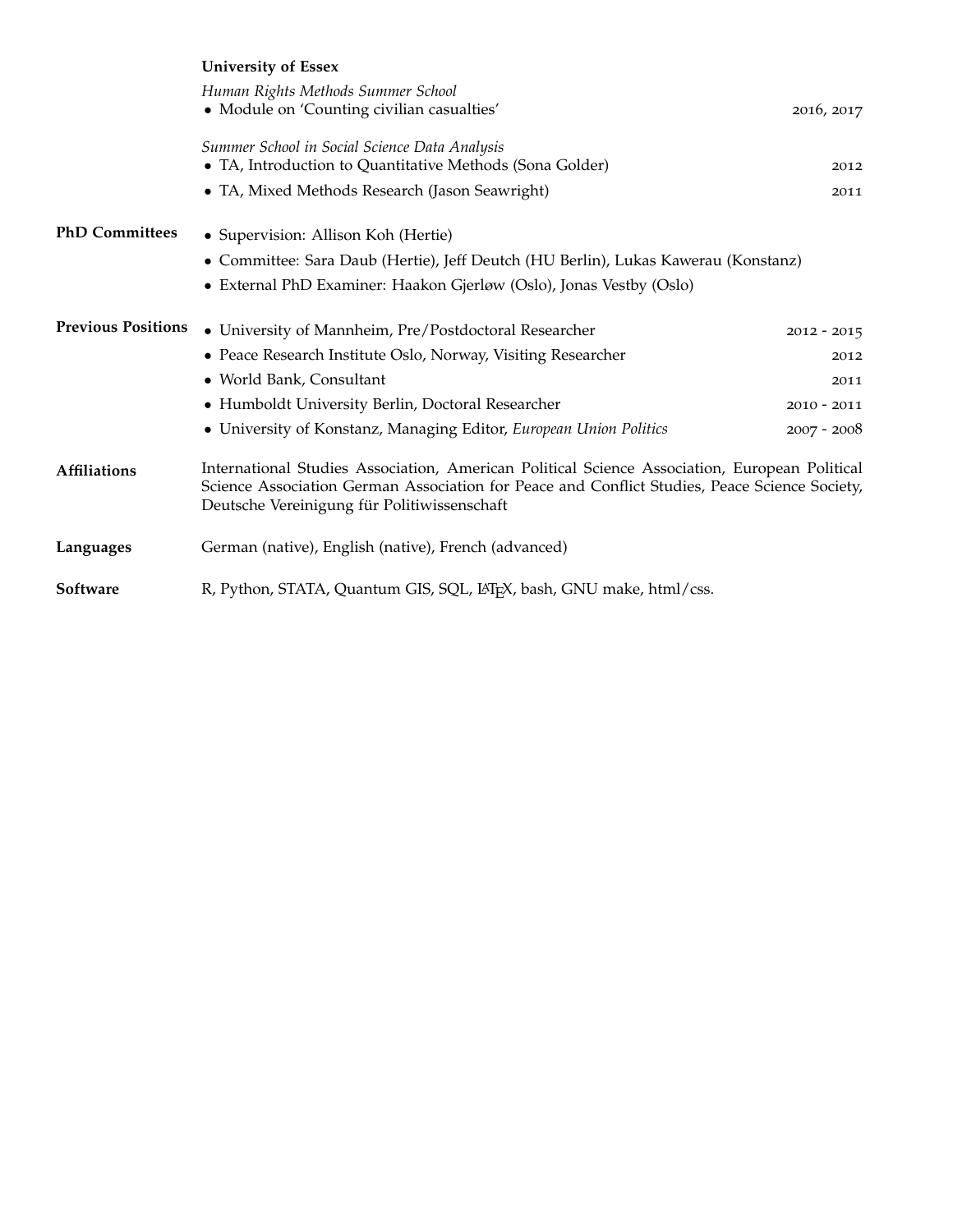**University of Essex**

*Human Rights Methods Summer School*

- Module on 'Counting civilian casualties' 2016, 2017

*Summer School in Social Science Data Analysis*

- TA, Introduction to Quantitative Methods (Sona Golder) 2012
- TA, Mixed Methods Research (Jason Seawright) 2011

**PhD Committees**

- Supervision: Allison Koh (Hertie)
- Committee: Sara Daub (Hertie), Jeff Deutch (HU Berlin), Lukas Kawerau (Konstanz)
- External PhD Examiner: Haakon Gjerløw (Oslo), Jonas Vestby (Oslo)

**Previous Positions**

- University of Mannheim, Pre/Postdoctoral Researcher 2012 - 2015
- Peace Research Institute Oslo, Norway, Visiting Researcher 2012
- World Bank, Consultant 2011
- Humboldt University Berlin, Doctoral Researcher 2010 - 2011
- University of Konstanz, Managing Editor, *European Union Politics* 2007 - 2008

**Affiliations**

International Studies Association, American Political Science Association, European Political Science Association German Association for Peace and Conflict Studies, Peace Science Society, Deutsche Vereinigung für Politiwissenschaft

**Languages**

German (native), English (native), French (advanced)

**Software**

R, Python, STATA, Quantum GIS, SQL, LaTeX, bash, GNU make, html/css.